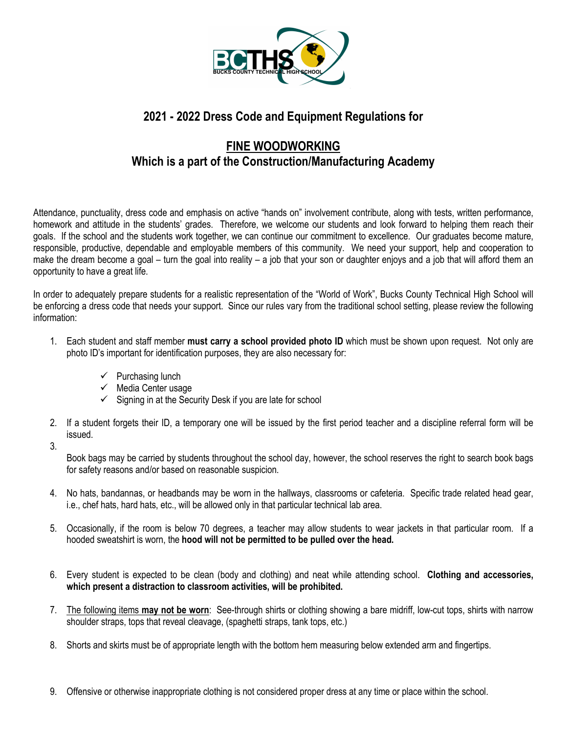BCTHS
BUCKS COUNTY TECHNICAL HIGH SCHOOL

## 2021 - 2022 Dress Code and Equipment Regulations for

## FINE WOODWORKING
## Which is a part of the Construction/Manufacturing Academy

Attendance, punctuality, dress code and emphasis on active "hands on" involvement contribute, along with tests, written performance, homework and attitude in the students' grades. Therefore, we welcome our students and look forward to helping them reach their goals. If the school and the students work together, we can continue our commitment to excellence. Our graduates become mature, responsible, productive, dependable and employable members of this community. We need your support, help and cooperation to make the dream become a goal – turn the goal into reality – a job that your son or daughter enjoys and a job that will afford them an opportunity to have a great life.

In order to adequately prepare students for a realistic representation of the "World of Work", Bucks County Technical High School will be enforcing a dress code that needs your support. Since our rules vary from the traditional school setting, please review the following information:

1. Each student and staff member **must carry a school provided photo ID** which must be shown upon request. Not only are photo ID's important for identification purposes, they are also necessary for:
   - ✓ Purchasing lunch
   - ✓ Media Center usage
   - ✓ Signing in at the Security Desk if you are late for school
2. If a student forgets their ID, a temporary one will be issued by the first period teacher and a discipline referral form will be issued.
3. Book bags may be carried by students throughout the school day, however, the school reserves the right to search book bags for safety reasons and/or based on reasonable suspicion.
4. No hats, bandannas, or headbands may be worn in the hallways, classrooms or cafeteria. Specific trade related head gear, i.e., chef hats, hard hats, etc., will be allowed only in that particular technical lab area.
5. Occasionally, if the room is below 70 degrees, a teacher may allow students to wear jackets in that particular room. If a hooded sweatshirt is worn, the **hood will not be permitted to be pulled over the head.**
6. Every student is expected to be clean (body and clothing) and neat while attending school. **Clothing and accessories, which present a distraction to classroom activities, will be prohibited.**
7. The following items **may not be worn**: See-through shirts or clothing showing a bare midriff, low-cut tops, shirts with narrow shoulder straps, tops that reveal cleavage, (spaghetti straps, tank tops, etc.)
8. Shorts and skirts must be of appropriate length with the bottom hem measuring below extended arm and fingertips.
9. Offensive or otherwise inappropriate clothing is not considered proper dress at any time or place within the school.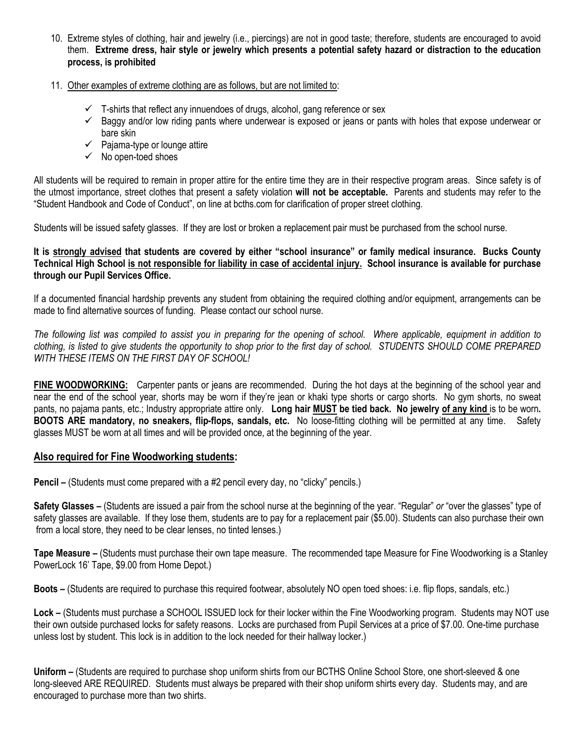10. Extreme styles of clothing, hair and jewelry (i.e., piercings) are not in good taste; therefore, students are encouraged to avoid them. **Extreme dress, hair style or jewelry which presents a potential safety hazard or distraction to the education process, is prohibited**

11. Other examples of extreme clothing are as follows, but are not limited to:

    - ✓ T-shirts that reflect any innuendoes of drugs, alcohol, gang reference or sex
    - ✓ Baggy and/or low riding pants where underwear is exposed or jeans or pants with holes that expose underwear or bare skin
    - ✓ Pajama-type or lounge attire
    - ✓ No open-toed shoes

All students will be required to remain in proper attire for the entire time they are in their respective program areas. Since safety is of the utmost importance, street clothes that present a safety violation **will not be acceptable.** Parents and students may refer to the "Student Handbook and Code of Conduct", on line at bcths.com for clarification of proper street clothing.

Students will be issued safety glasses. If they are lost or broken a replacement pair must be purchased from the school nurse.

**It is strongly advised that students are covered by either "school insurance" or family medical insurance. Bucks County Technical High School is not responsible for liability in case of accidental injury. School insurance is available for purchase through our Pupil Services Office.**

If a documented financial hardship prevents any student from obtaining the required clothing and/or equipment, arrangements can be made to find alternative sources of funding. Please contact our school nurse.

*The following list was compiled to assist you in preparing for the opening of school. Where applicable, equipment in addition to clothing, is listed to give students the opportunity to shop prior to the first day of school. STUDENTS SHOULD COME PREPARED WITH THESE ITEMS ON THE FIRST DAY OF SCHOOL!*

**FINE WOODWORKING:** Carpenter pants or jeans are recommended. During the hot days at the beginning of the school year and near the end of the school year, shorts may be worn if they're jean or khaki type shorts or cargo shorts. No gym shorts, no sweat pants, no pajama pants, etc.; Industry appropriate attire only. **Long hair MUST be tied back. No jewelry of any kind** is to be worn**. BOOTS ARE mandatory, no sneakers, flip-flops, sandals, etc.** No loose-fitting clothing will be permitted at any time. Safety glasses MUST be worn at all times and will be provided once, at the beginning of the year.

## Also required for Fine Woodworking students:

**Pencil –** (Students must come prepared with a #2 pencil every day, no "clicky" pencils.)

**Safety Glasses –** (Students are issued a pair from the school nurse at the beginning of the year. "Regular" *or* "over the glasses" type of safety glasses are available. If they lose them, students are to pay for a replacement pair ($5.00). Students can also purchase their own from a local store, they need to be clear lenses, no tinted lenses.)

**Tape Measure –** (Students must purchase their own tape measure. The recommended tape Measure for Fine Woodworking is a Stanley PowerLock 16' Tape, $9.00 from Home Depot.)

**Boots –** (Students are required to purchase this required footwear, absolutely NO open toed shoes: i.e. flip flops, sandals, etc.)

**Lock –** (Students must purchase a SCHOOL ISSUED lock for their locker within the Fine Woodworking program. Students may NOT use their own outside purchased locks for safety reasons. Locks are purchased from Pupil Services at a price of $7.00. One-time purchase unless lost by student. This lock is in addition to the lock needed for their hallway locker.)

**Uniform –** (Students are required to purchase shop uniform shirts from our BCTHS Online School Store, one short-sleeved & one long-sleeved ARE REQUIRED. Students must always be prepared with their shop uniform shirts every day. Students may, and are encouraged to purchase more than two shirts.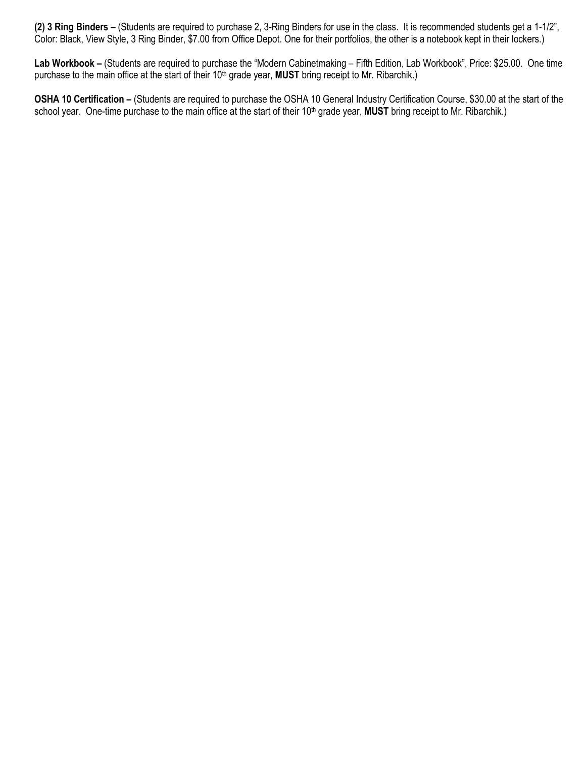**(2) 3 Ring Binders –** (Students are required to purchase 2, 3-Ring Binders for use in the class. It is recommended students get a 1-1/2", Color: Black, View Style, 3 Ring Binder, $7.00 from Office Depot. One for their portfolios, the other is a notebook kept in their lockers.)

**Lab Workbook –** (Students are required to purchase the "Modern Cabinetmaking – Fifth Edition, Lab Workbook", Price: $25.00. One time purchase to the main office at the start of their 10th grade year, **MUST** bring receipt to Mr. Ribarchik.)

**OSHA 10 Certification –** (Students are required to purchase the OSHA 10 General Industry Certification Course, $30.00 at the start of the school year. One-time purchase to the main office at the start of their 10th grade year, **MUST** bring receipt to Mr. Ribarchik.)